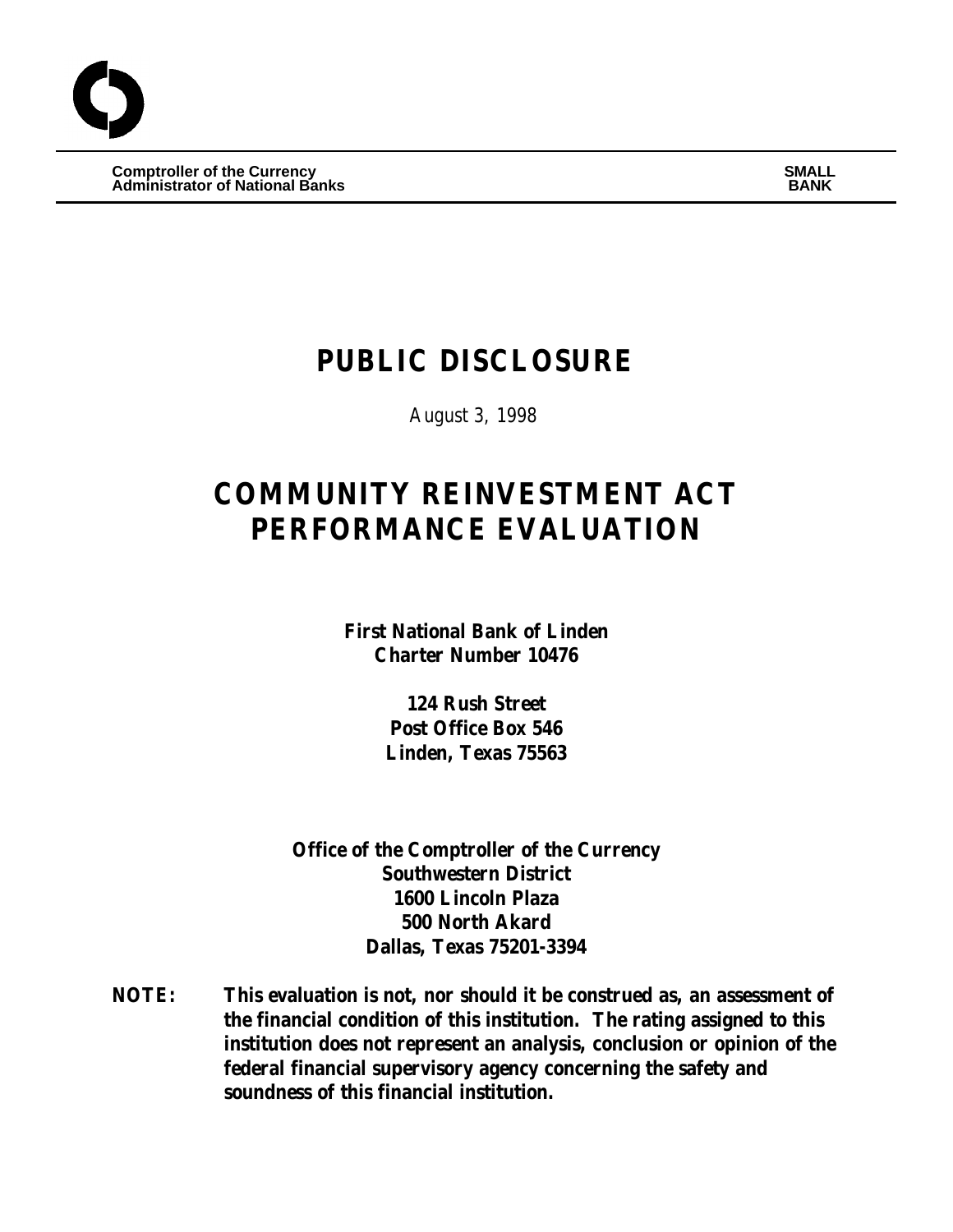**Comptroller of the Currency**
**Administrator of National Banks**

**SMALL BANK**

# PUBLIC DISCLOSURE

*August 3, 1998*

# COMMUNITY REINVESTMENT ACT PERFORMANCE EVALUATION

**First National Bank of Linden**
**Charter Number 10476**

**124 Rush Street**
**Post Office Box 546**
**Linden, Texas 75563**

**Office of the Comptroller of the Currency**
**Southwestern District**
**1600 Lincoln Plaza**
**500 North Akard**
**Dallas, Texas 75201-3394**

**NOTE: This evaluation is not, nor should it be construed as, an assessment of the financial condition of this institution. The rating assigned to this institution does not represent an analysis, conclusion or opinion of the federal financial supervisory agency concerning the safety and soundness of this financial institution.**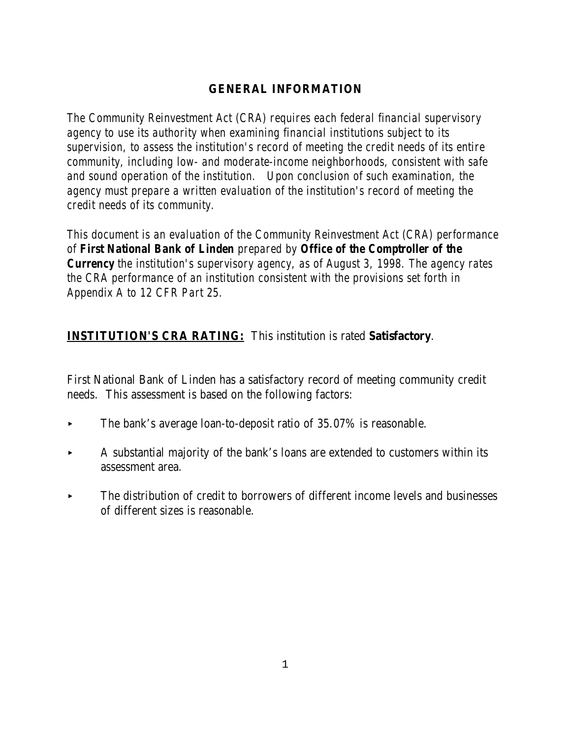## GENERAL INFORMATION

*The Community Reinvestment Act (CRA) requires each federal financial supervisory agency to use its authority when examining financial institutions subject to its supervision, to assess the institution's record of meeting the credit needs of its entire community, including low- and moderate-income neighborhoods, consistent with safe and sound operation of the institution. Upon conclusion of such examination, the agency must prepare a written evaluation of the institution's record of meeting the credit needs of its community.*

*This document is an evaluation of the Community Reinvestment Act (CRA) performance of* ***First National Bank of Linden*** *prepared by* ***Office of the Comptroller of the Currency*** *the institution's supervisory agency, as of August 3, 1998. The agency rates the CRA performance of an institution consistent with the provisions set forth in Appendix A to 12 CFR Part 25.*

**INSTITUTION'S CRA RATING:** This institution is rated **Satisfactory**.

First National Bank of Linden has a satisfactory record of meeting community credit needs. This assessment is based on the following factors:

- The bank's average loan-to-deposit ratio of 35.07% is reasonable.
- A substantial majority of the bank's loans are extended to customers within its assessment area.
- The distribution of credit to borrowers of different income levels and businesses of different sizes is reasonable.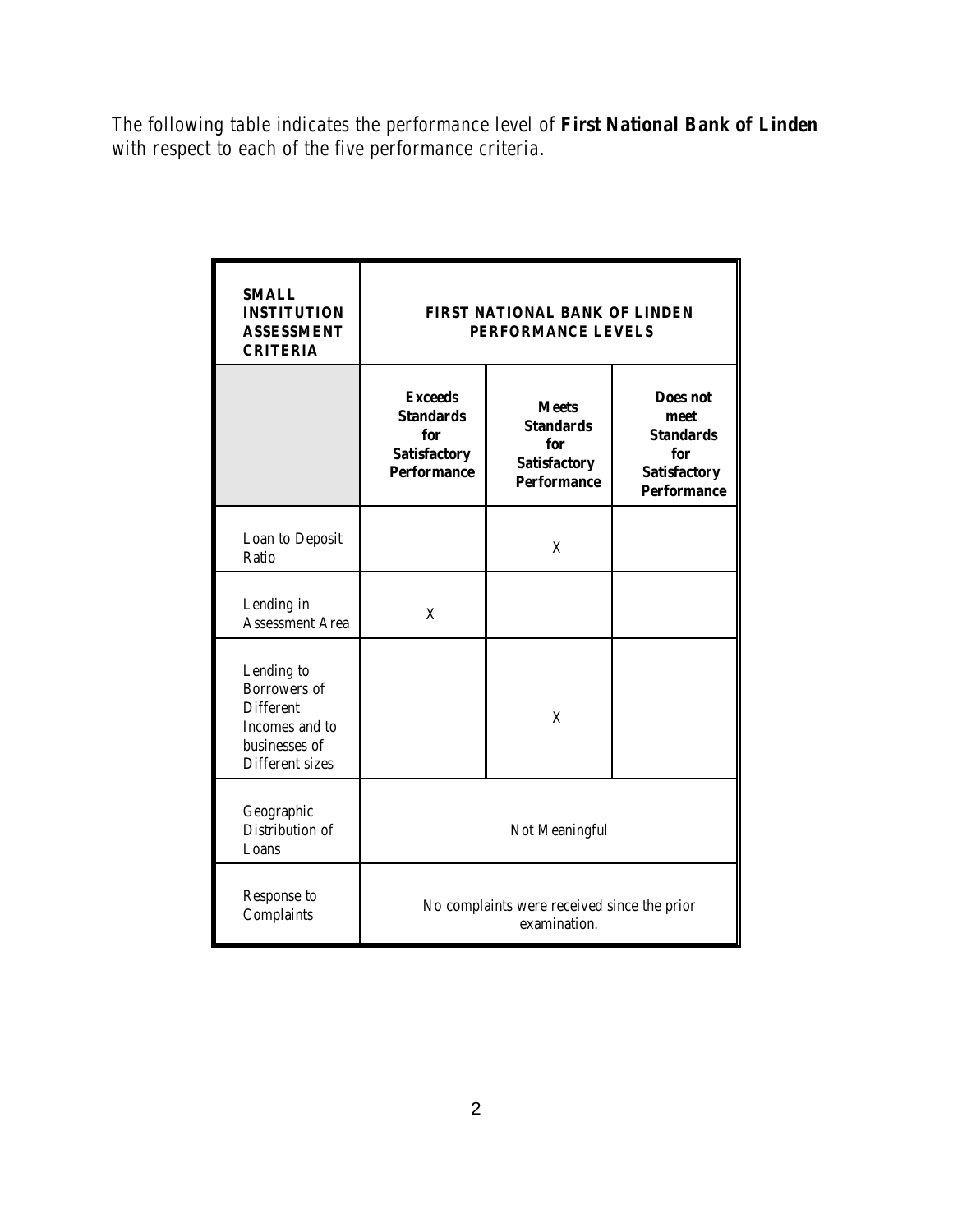*The following table indicates the performance level of* ***First National Bank of Linden*** *with respect to each of the five performance criteria.*

| **SMALL INSTITUTION ASSESSMENT CRITERIA** | **FIRST NATIONAL BANK OF LINDEN PERFORMANCE LEVELS** | | |
|---|---|---|---|
| | **Exceeds Standards for Satisfactory Performance** | **Meets Standards for Satisfactory Performance** | **Does not meet Standards for Satisfactory Performance** |
| Loan to Deposit Ratio | | X | |
| Lending in Assessment Area | X | | |
| Lending to Borrowers of Different Incomes and to businesses of Different sizes | | X | |
| Geographic Distribution of Loans | Not Meaningful | | |
| Response to Complaints | No complaints were received since the prior examination. | | |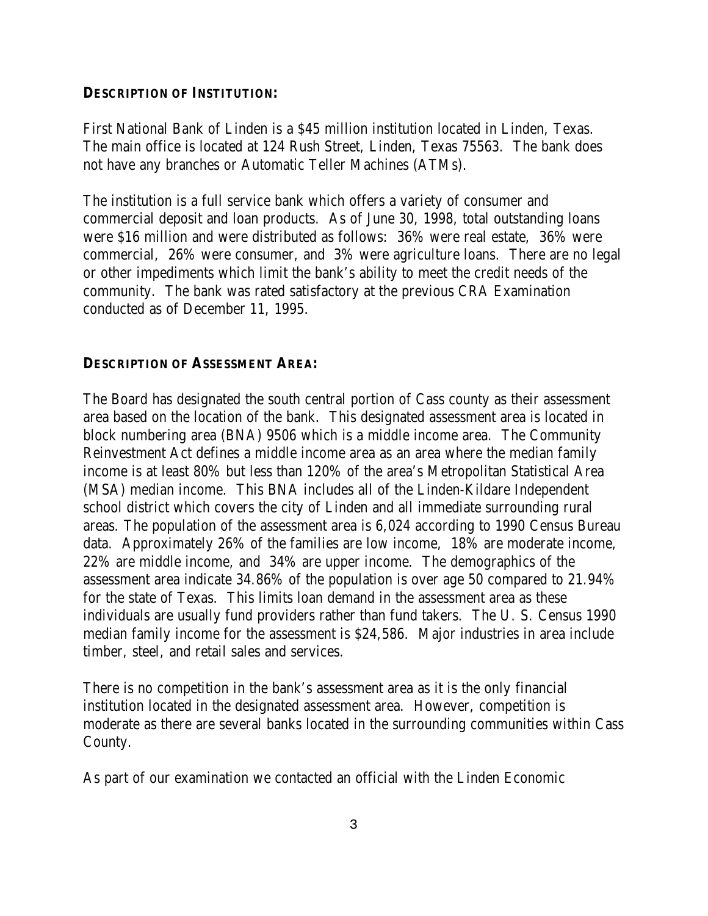## DESCRIPTION OF INSTITUTION:

First National Bank of Linden is a $45 million institution located in Linden, Texas. The main office is located at 124 Rush Street, Linden, Texas 75563. The bank does not have any branches or Automatic Teller Machines (ATMs).

The institution is a full service bank which offers a variety of consumer and commercial deposit and loan products. As of June 30, 1998, total outstanding loans were $16 million and were distributed as follows: 36% were real estate, 36% were commercial, 26% were consumer, and 3% were agriculture loans. There are no legal or other impediments which limit the bank's ability to meet the credit needs of the community. The bank was rated satisfactory at the previous CRA Examination conducted as of December 11, 1995.

## DESCRIPTION OF ASSESSMENT AREA:

The Board has designated the south central portion of Cass county as their assessment area based on the location of the bank. This designated assessment area is located in block numbering area (BNA) 9506 which is a middle income area. The Community Reinvestment Act defines a middle income area as an area where the median family income is at least 80% but less than 120% of the area's Metropolitan Statistical Area (MSA) median income. This BNA includes all of the Linden-Kildare Independent school district which covers the city of Linden and all immediate surrounding rural areas. The population of the assessment area is 6,024 according to 1990 Census Bureau data. Approximately 26% of the families are low income, 18% are moderate income, 22% are middle income, and 34% are upper income. The demographics of the assessment area indicate 34.86% of the population is over age 50 compared to 21.94% for the state of Texas. This limits loan demand in the assessment area as these individuals are usually fund providers rather than fund takers. The U. S. Census 1990 median family income for the assessment is $24,586. Major industries in area include timber, steel, and retail sales and services.

There is no competition in the bank's assessment area as it is the only financial institution located in the designated assessment area. However, competition is moderate as there are several banks located in the surrounding communities within Cass County.

As part of our examination we contacted an official with the Linden Economic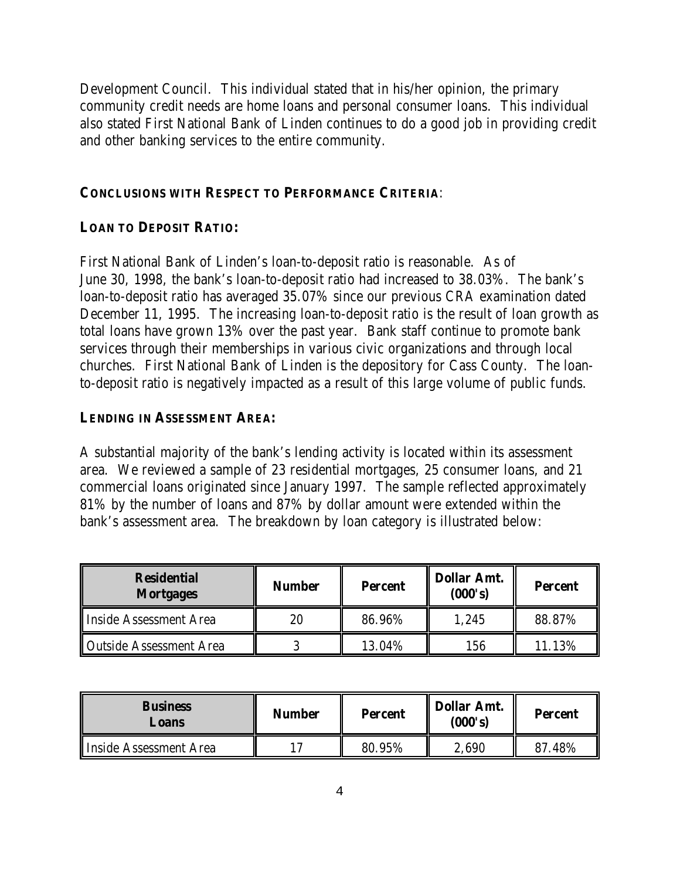Development Council. This individual stated that in his/her opinion, the primary community credit needs are home loans and personal consumer loans. This individual also stated First National Bank of Linden continues to do a good job in providing credit and other banking services to the entire community.

**CONCLUSIONS WITH RESPECT TO PERFORMANCE CRITERIA**:

**LOAN TO DEPOSIT RATIO:**

First National Bank of Linden's loan-to-deposit ratio is reasonable. As of June 30, 1998, the bank's loan-to-deposit ratio had increased to 38.03%. The bank's loan-to-deposit ratio has averaged 35.07% since our previous CRA examination dated December 11, 1995. The increasing loan-to-deposit ratio is the result of loan growth as total loans have grown 13% over the past year. Bank staff continue to promote bank services through their memberships in various civic organizations and through local churches. First National Bank of Linden is the depository for Cass County. The loan-to-deposit ratio is negatively impacted as a result of this large volume of public funds.

**LENDING IN ASSESSMENT AREA:**

A substantial majority of the bank's lending activity is located within its assessment area. We reviewed a sample of 23 residential mortgages, 25 consumer loans, and 21 commercial loans originated since January 1997. The sample reflected approximately 81% by the number of loans and 87% by dollar amount were extended within the bank's assessment area. The breakdown by loan category is illustrated below:

| Residential Mortgages | Number | Percent | Dollar Amt. (000's) | Percent |
|---|---|---|---|---|
| Inside Assessment Area | 20 | 86.96% | 1,245 | 88.87% |
| Outside Assessment Area | 3 | 13.04% | 156 | 11.13% |

| Business Loans | Number | Percent | Dollar Amt. (000's) | Percent |
|---|---|---|---|---|
| Inside Assessment Area | 17 | 80.95% | 2,690 | 87.48% |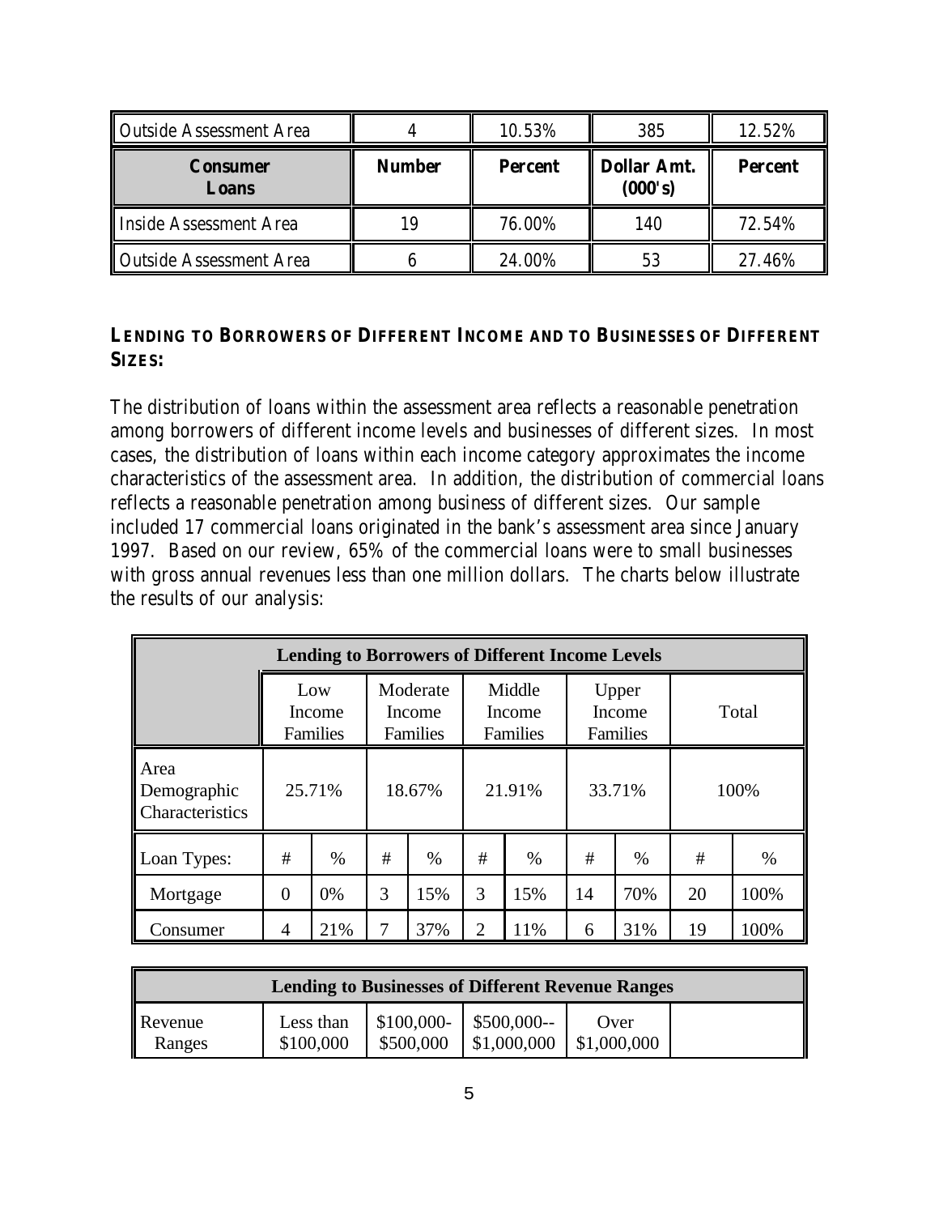| Outside Assessment Area | 4 | 10.53% | 385 | 12.52% |
|---|---|---|---|---|
| **Consumer Loans** | **Number** | **Percent** | **Dollar Amt. (000's)** | **Percent** |
| Inside Assessment Area | 19 | 76.00% | 140 | 72.54% |
| Outside Assessment Area | 6 | 24.00% | 53 | 27.46% |

**LENDING TO BORROWERS OF DIFFERENT INCOME AND TO BUSINESSES OF DIFFERENT SIZES:**

The distribution of loans within the assessment area reflects a reasonable penetration among borrowers of different income levels and businesses of different sizes. In most cases, the distribution of loans within each income category approximates the income characteristics of the assessment area. In addition, the distribution of commercial loans reflects a reasonable penetration among business of different sizes. Our sample included 17 commercial loans originated in the bank's assessment area since January 1997. Based on our review, 65% of the commercial loans were to small businesses with gross annual revenues less than one million dollars. The charts below illustrate the results of our analysis:

| **Lending to Borrowers of Different Income Levels** | | | | | | | | | | |
|---|---|---|---|---|---|---|---|---|---|---|
| | Low Income Families | | Moderate Income Families | | Middle Income Families | | Upper Income Families | | Total | |
| Area Demographic Characteristics | 25.71% | | 18.67% | | 21.91% | | 33.71% | | 100% | |
| Loan Types: | # | % | # | % | # | % | # | % | # | % |
| Mortgage | 0 | 0% | 3 | 15% | 3 | 15% | 14 | 70% | 20 | 100% |
| Consumer | 4 | 21% | 7 | 37% | 2 | 11% | 6 | 31% | 19 | 100% |

| **Lending to Businesses of Different Revenue Ranges** | | | | | |
|---|---|---|---|---|---|
| Revenue Ranges | Less than $100,000 | $100,000-$500,000 | $500,000--$1,000,000 | Over $1,000,000 | |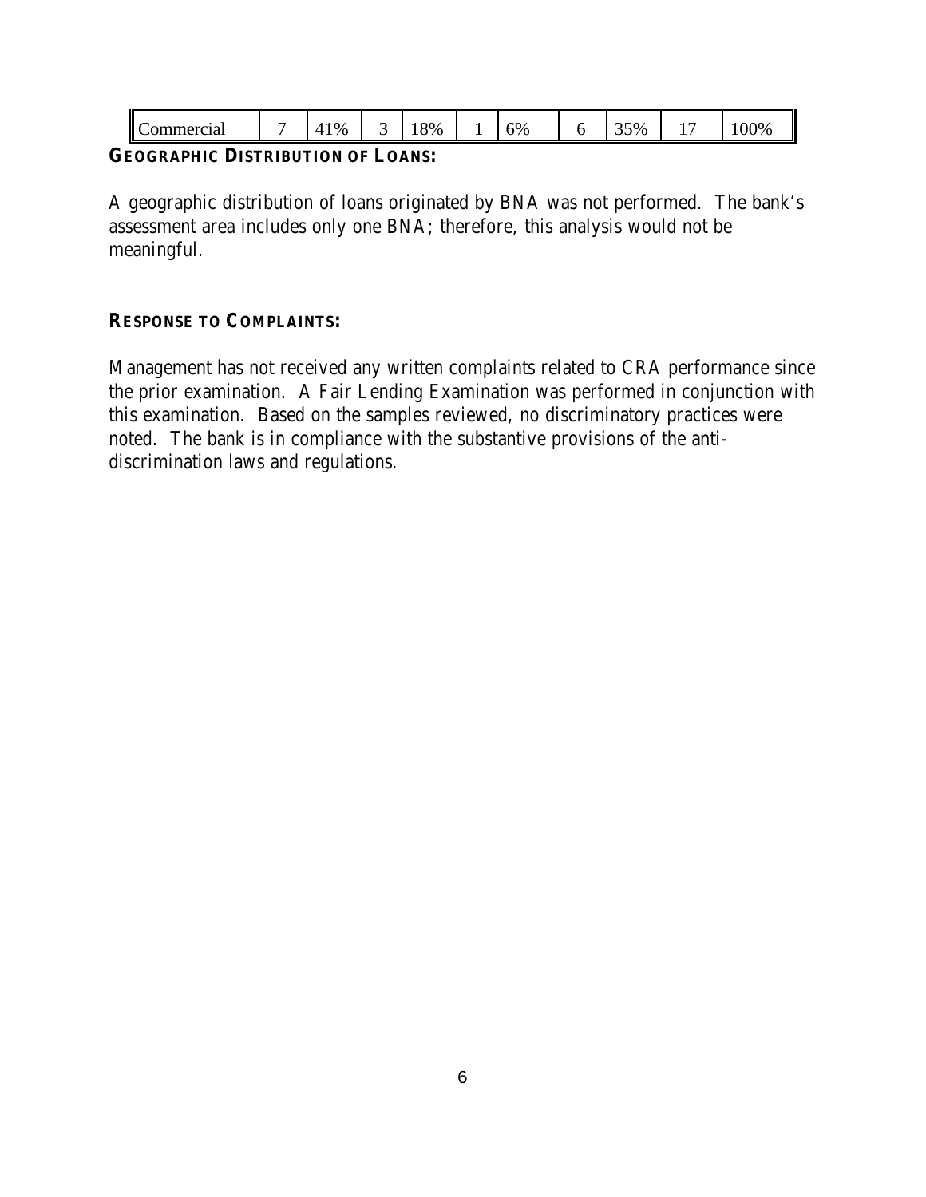| | | | | | | | | | | |
|---|---|---|---|---|---|---|---|---|---|---|
| Commercial | 7 | 41% | 3 | 18% | 1 | 6% | 6 | 35% | 17 | 100% |

**GEOGRAPHIC DISTRIBUTION OF LOANS:**

A geographic distribution of loans originated by BNA was not performed. The bank's assessment area includes only one BNA; therefore, this analysis would not be meaningful.

**RESPONSE TO COMPLAINTS:**

Management has not received any written complaints related to CRA performance since the prior examination. A Fair Lending Examination was performed in conjunction with this examination. Based on the samples reviewed, no discriminatory practices were noted. The bank is in compliance with the substantive provisions of the anti-discrimination laws and regulations.